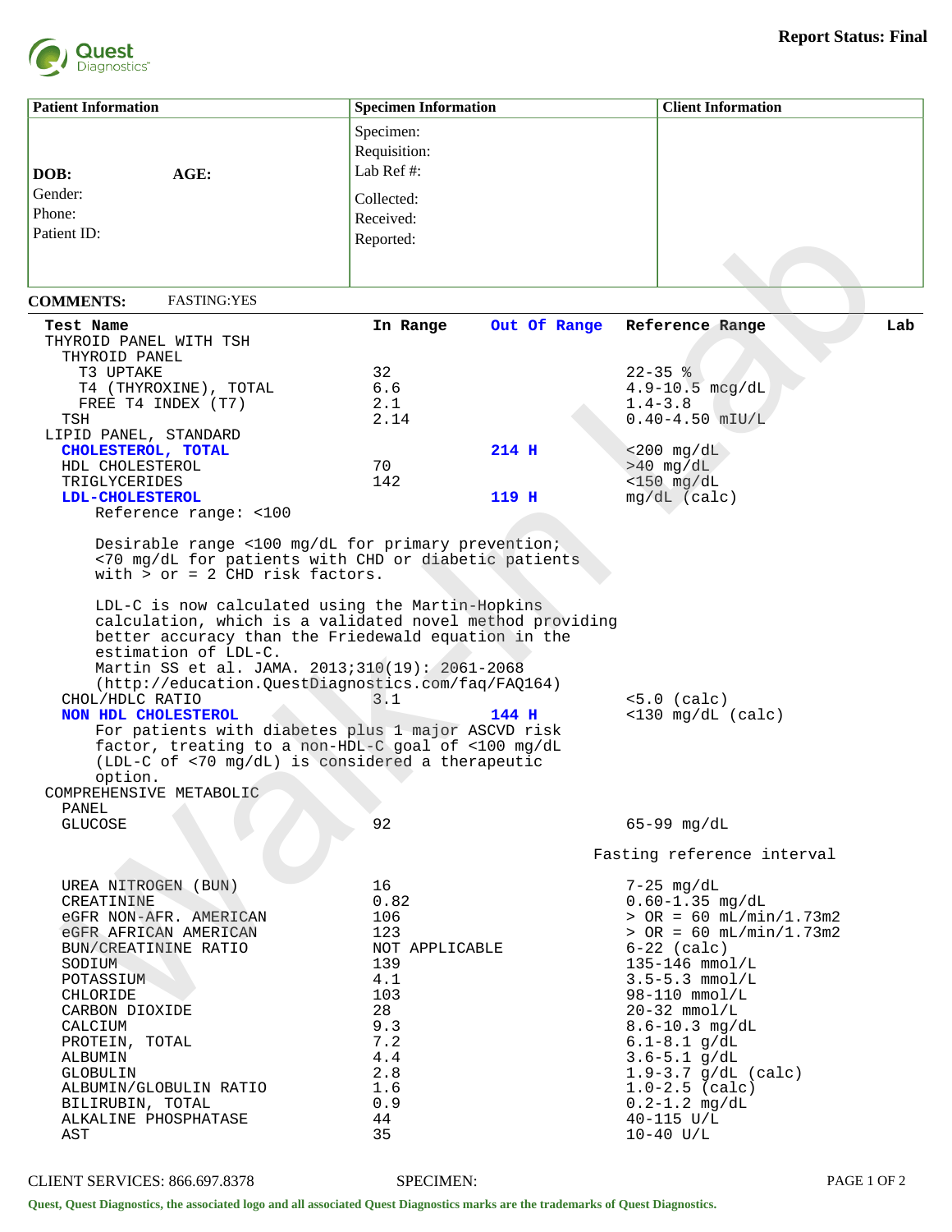**Report Status: Final**

| Patient Information | Specimen Information | Client Information |
|---|---|---|
| **DOB:** **AGE:** | Specimen: | |
| Gender: | Requisition: | |
| Phone: | Lab Ref #: | |
| Patient ID: | Collected: | |
| | Received: | |
| | Reported: | |

**COMMENTS:** FASTING:YES

| Test Name | In Range | Out Of Range | Reference Range | Lab |
|---|---|---|---|---|
| THYROID PANEL WITH TSH | | | | |
| THYROID PANEL | | | | |
| T3 UPTAKE | 32 | | 22-35 % | |
| T4 (THYROXINE), TOTAL | 6.6 | | 4.9-10.5 mcg/dL | |
| FREE T4 INDEX (T7) | 2.1 | | 1.4-3.8 | |
| TSH | 2.14 | | 0.40-4.50 mIU/L | |
| LIPID PANEL, STANDARD | | | | |
| **CHOLESTEROL, TOTAL** | | **214 H** | <200 mg/dL | |
| HDL CHOLESTEROL | 70 | | >40 mg/dL | |
| TRIGLYCERIDES | 142 | | <150 mg/dL | |
| **LDL-CHOLESTEROL** | | **119 H** | mg/dL (calc) | |

Reference range: <100

Desirable range <100 mg/dL for primary prevention;
<70 mg/dL for patients with CHD or diabetic patients
with > or = 2 CHD risk factors.

LDL-C is now calculated using the Martin-Hopkins
calculation, which is a validated novel method providing
better accuracy than the Friedewald equation in the
estimation of LDL-C.
Martin SS et al. JAMA. 2013;310(19): 2061-2068
(http://education.QuestDiagnostics.com/faq/FAQ164)

| Test Name | In Range | Out Of Range | Reference Range | Lab |
|---|---|---|---|---|
| CHOL/HDLC RATIO | 3.1 | | <5.0 (calc) | |
| **NON HDL CHOLESTEROL** | | **144 H** | <130 mg/dL (calc) | |

For patients with diabetes plus 1 major ASCVD risk
factor, treating to a non-HDL-C goal of <100 mg/dL
(LDL-C of <70 mg/dL) is considered a therapeutic
option.

| Test Name | In Range | Out Of Range | Reference Range | Lab |
|---|---|---|---|---|
| COMPREHENSIVE METABOLIC PANEL | | | | |
| GLUCOSE | 92 | | 65-99 mg/dL<br>Fasting reference interval | |
| UREA NITROGEN (BUN) | 16 | | 7-25 mg/dL | |
| CREATININE | 0.82 | | 0.60-1.35 mg/dL | |
| eGFR NON-AFR. AMERICAN | 106 | | > OR = 60 mL/min/1.73m2 | |
| eGFR AFRICAN AMERICAN | 123 | | > OR = 60 mL/min/1.73m2 | |
| BUN/CREATININE RATIO | NOT APPLICABLE | | 6-22 (calc) | |
| SODIUM | 139 | | 135-146 mmol/L | |
| POTASSIUM | 4.1 | | 3.5-5.3 mmol/L | |
| CHLORIDE | 103 | | 98-110 mmol/L | |
| CARBON DIOXIDE | 28 | | 20-32 mmol/L | |
| CALCIUM | 9.3 | | 8.6-10.3 mg/dL | |
| PROTEIN, TOTAL | 7.2 | | 6.1-8.1 g/dL | |
| ALBUMIN | 4.4 | | 3.6-5.1 g/dL | |
| GLOBULIN | 2.8 | | 1.9-3.7 g/dL (calc) | |
| ALBUMIN/GLOBULIN RATIO | 1.6 | | 1.0-2.5 (calc) | |
| BILIRUBIN, TOTAL | 0.9 | | 0.2-1.2 mg/dL | |
| ALKALINE PHOSPHATASE | 44 | | 40-115 U/L | |
| AST | 35 | | 10-40 U/L | |

CLIENT SERVICES: 866.697.8378 SPECIMEN:

Quest, Quest Diagnostics, the associated logo and all associated Quest Diagnostics marks are the trademarks of Quest Diagnostics.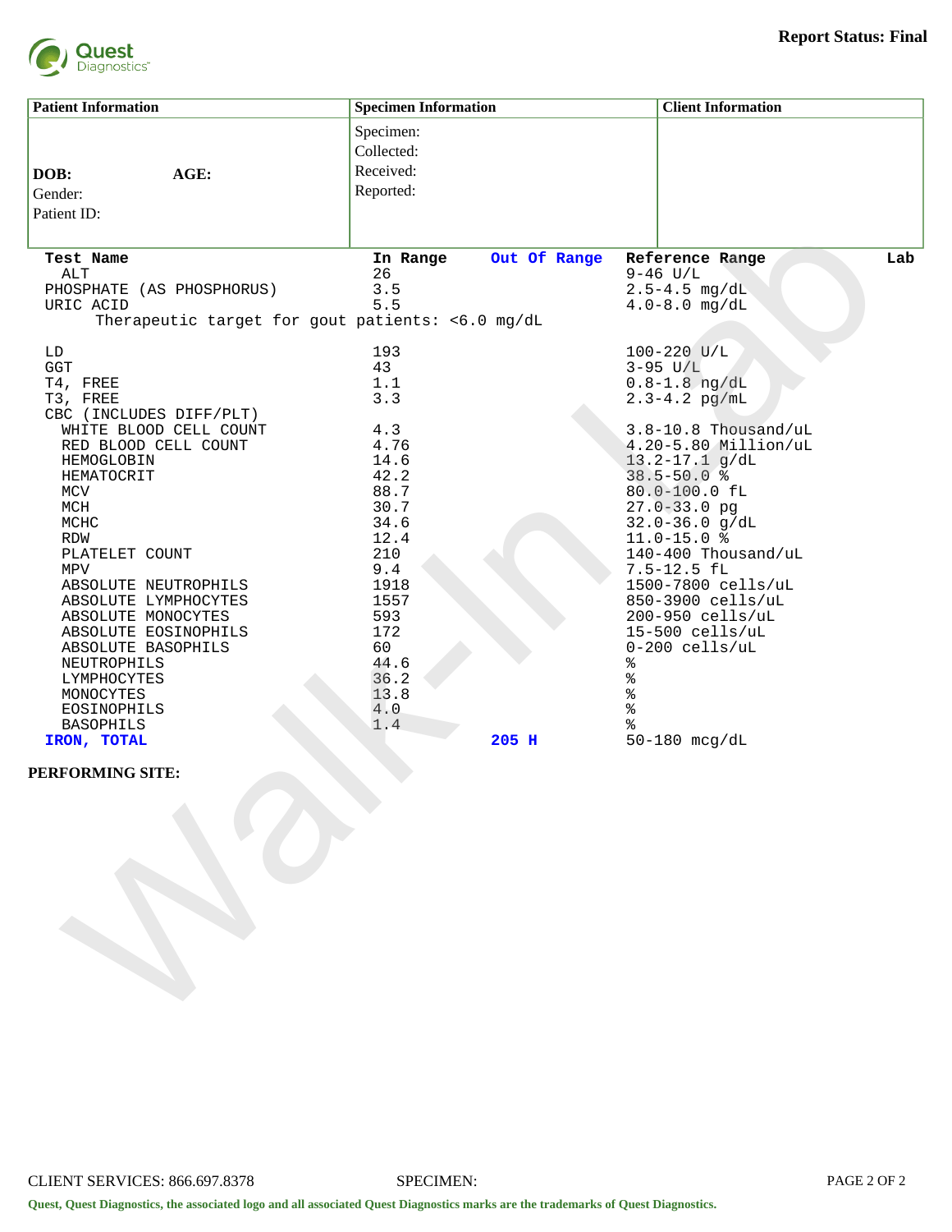**Report Status: Final**

| Patient Information | Specimen Information | Client Information |
|---|---|---|
| DOB: AGE: <br> Gender: <br> Patient ID: | Specimen: <br> Collected: <br> Received: <br> Reported: | |

| Test Name | In Range | Out Of Range | Reference Range | Lab |
|---|---|---|---|---|
| ALT | 26 | | 9-46 U/L | |
| PHOSPHATE (AS PHOSPHORUS) | 3.5 | | 2.5-4.5 mg/dL | |
| URIC ACID | 5.5 | | 4.0-8.0 mg/dL | |
| Therapeutic target for gout patients: <6.0 mg/dL | | | | |
| LD | 193 | | 100-220 U/L | |
| GGT | 43 | | 3-95 U/L | |
| T4, FREE | 1.1 | | 0.8-1.8 ng/dL | |
| T3, FREE | 3.3 | | 2.3-4.2 pg/mL | |
| CBC (INCLUDES DIFF/PLT) | | | | |
| WHITE BLOOD CELL COUNT | 4.3 | | 3.8-10.8 Thousand/uL | |
| RED BLOOD CELL COUNT | 4.76 | | 4.20-5.80 Million/uL | |
| HEMOGLOBIN | 14.6 | | 13.2-17.1 g/dL | |
| HEMATOCRIT | 42.2 | | 38.5-50.0 % | |
| MCV | 88.7 | | 80.0-100.0 fL | |
| MCH | 30.7 | | 27.0-33.0 pg | |
| MCHC | 34.6 | | 32.0-36.0 g/dL | |
| RDW | 12.4 | | 11.0-15.0 % | |
| PLATELET COUNT | 210 | | 140-400 Thousand/uL | |
| MPV | 9.4 | | 7.5-12.5 fL | |
| ABSOLUTE NEUTROPHILS | 1918 | | 1500-7800 cells/uL | |
| ABSOLUTE LYMPHOCYTES | 1557 | | 850-3900 cells/uL | |
| ABSOLUTE MONOCYTES | 593 | | 200-950 cells/uL | |
| ABSOLUTE EOSINOPHILS | 172 | | 15-500 cells/uL | |
| ABSOLUTE BASOPHILS | 60 | | 0-200 cells/uL | |
| NEUTROPHILS | 44.6 | | % | |
| LYMPHOCYTES | 36.2 | | % | |
| MONOCYTES | 13.8 | | % | |
| EOSINOPHILS | 4.0 | | % | |
| BASOPHILS | 1.4 | | % | |
| **IRON, TOTAL** | | **205 H** | 50-180 mcg/dL | |

**PERFORMING SITE:**

CLIENT SERVICES: 866.697.8378 SPECIMEN:

Quest, Quest Diagnostics, the associated logo and all associated Quest Diagnostics marks are the trademarks of Quest Diagnostics.